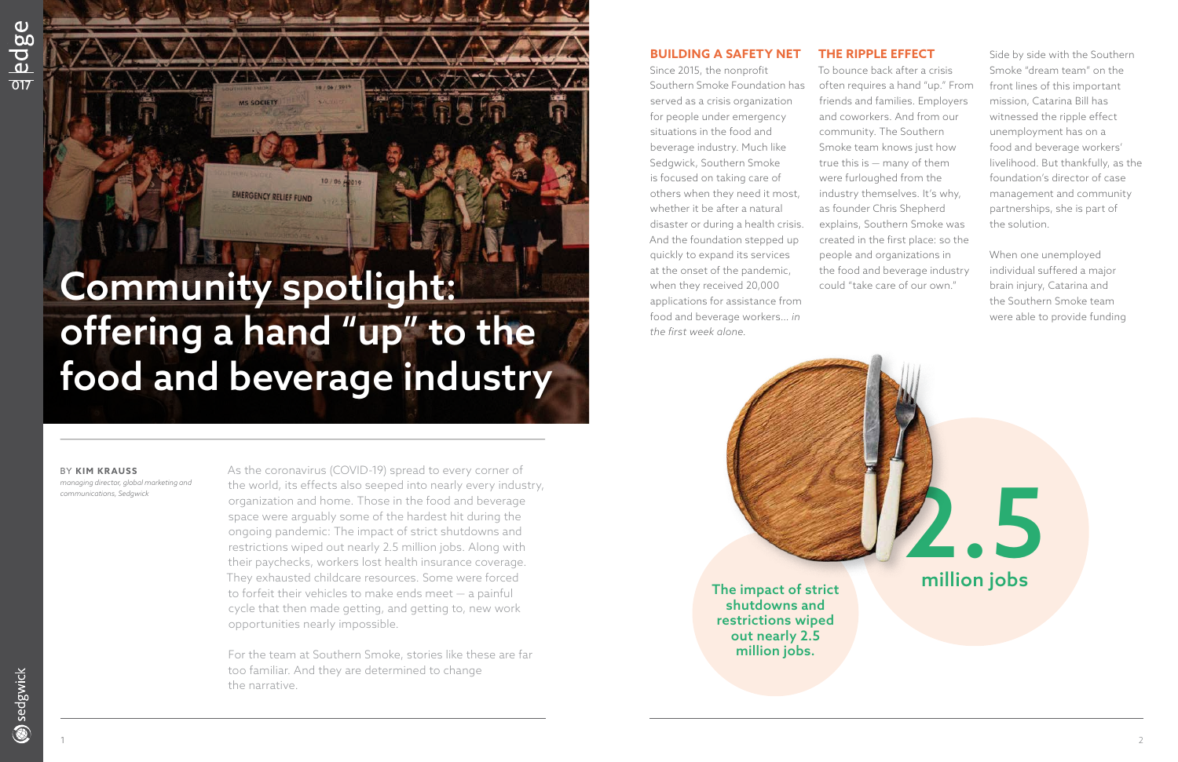# Community spotlight: offering a hand "up" to the food and beverage industry

BY **KIM KRAUSS**
*managing director, global marketing and communications, Sedgwick*

As the coronavirus (COVID-19) spread to every corner of the world, its effects also seeped into nearly every industry, organization and home. Those in the food and beverage space were arguably some of the hardest hit during the ongoing pandemic: The impact of strict shutdowns and restrictions wiped out nearly 2.5 million jobs. Along with their paychecks, workers lost health insurance coverage. They exhausted childcare resources. Some were forced to forfeit their vehicles to make ends meet — a painful cycle that then made getting, and getting to, new work opportunities nearly impossible.

For the team at Southern Smoke, stories like these are far too familiar. And they are determined to change the narrative.

## BUILDING A SAFETY NET

Since 2015, the nonprofit Southern Smoke Foundation has served as a crisis organization for people under emergency situations in the food and beverage industry. Much like Sedgwick, Southern Smoke is focused on taking care of others when they need it most, whether it be after a natural disaster or during a health crisis. And the foundation stepped up quickly to expand its services at the onset of the pandemic, when they received 20,000 applications for assistance from food and beverage workers… *in the first week alone.*

## THE RIPPLE EFFECT

To bounce back after a crisis often requires a hand "up." From friends and families. Employers and coworkers. And from our community. The Southern Smoke team knows just how true this is — many of them were furloughed from the industry themselves. It's why, as founder Chris Shepherd explains, Southern Smoke was created in the first place: so the people and organizations in the food and beverage industry could "take care of our own."

Side by side with the Southern Smoke "dream team" on the front lines of this important mission, Catarina Bill has witnessed the ripple effect unemployment has on a food and beverage workers' livelihood. But thankfully, as the foundation's director of case management and community partnerships, she is part of the solution.

When one unemployed individual suffered a major brain injury, Catarina and the Southern Smoke team were able to provide funding

**2.5 million jobs**

**The impact of strict shutdowns and restrictions wiped out nearly 2.5 million jobs.**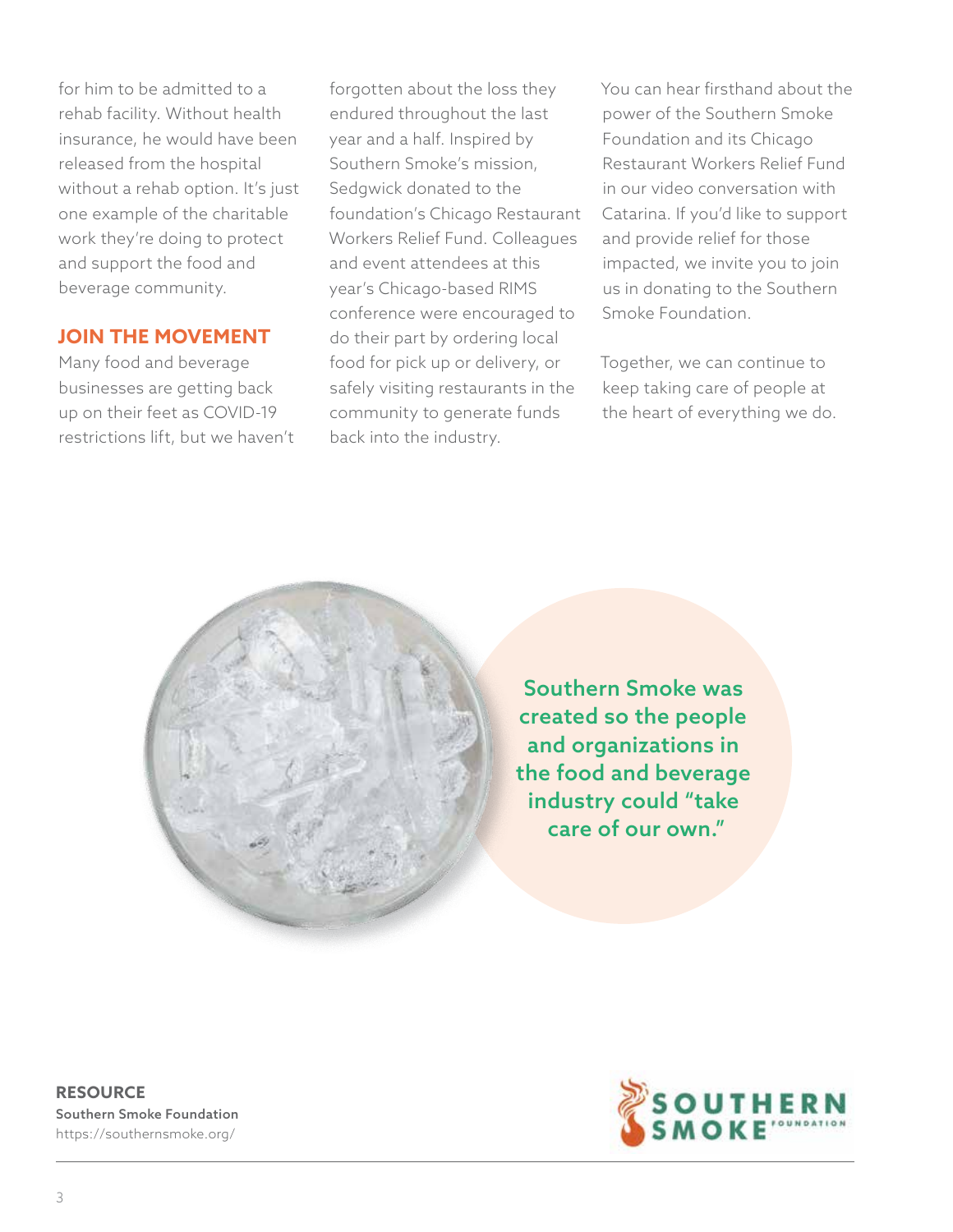for him to be admitted to a rehab facility. Without health insurance, he would have been released from the hospital without a rehab option. It's just one example of the charitable work they're doing to protect and support the food and beverage community.

## JOIN THE MOVEMENT

Many food and beverage businesses are getting back up on their feet as COVID-19 restrictions lift, but we haven't forgotten about the loss they endured throughout the last year and a half. Inspired by Southern Smoke's mission, Sedgwick donated to the foundation's Chicago Restaurant Workers Relief Fund. Colleagues and event attendees at this year's Chicago-based RIMS conference were encouraged to do their part by ordering local food for pick up or delivery, or safely visiting restaurants in the community to generate funds back into the industry.

You can hear firsthand about the power of the Southern Smoke Foundation and its Chicago Restaurant Workers Relief Fund in our video conversation with Catarina. If you'd like to support and provide relief for those impacted, we invite you to join us in donating to the Southern Smoke Foundation.

Together, we can continue to keep taking care of people at the heart of everything we do.

**Southern Smoke was created so the people and organizations in the food and beverage industry could "take care of our own."**

**RESOURCE**
**Southern Smoke Foundation**
https://southernsmoke.org/